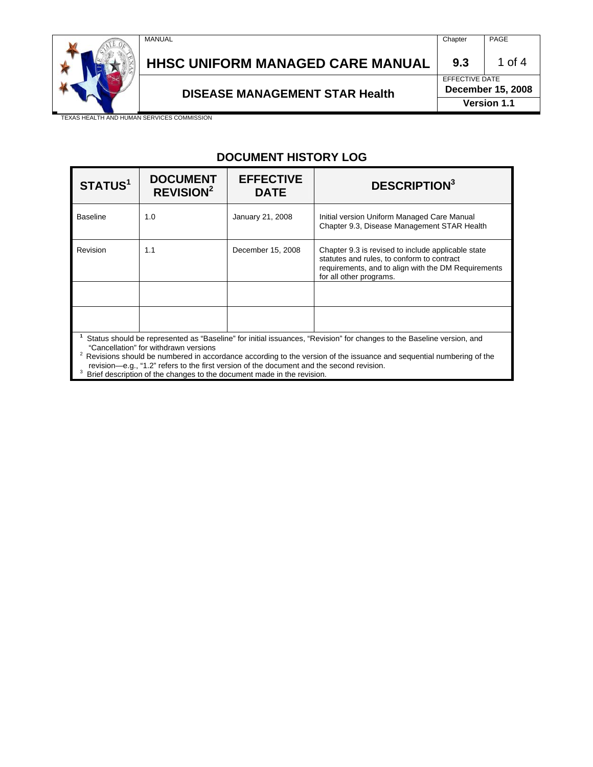## DOCUMENT HISTORY LOG

| STATUS[1] | DOCUMENT REVISION[2] | EFFECTIVE DATE | DESCRIPTION[3] |
|---|---|---|---|
| Baseline | 1.0 | January 21, 2008 | Initial version Uniform Managed Care Manual Chapter 9.3, Disease Management STAR Health |
| Revision | 1.1 | December 15, 2008 | Chapter 9.3 is revised to include applicable state statutes and rules, to conform to contract requirements, and to align with the DM Requirements for all other programs. |
| | | | |
| | | | |

[1] Status should be represented as “Baseline” for initial issuances, “Revision” for changes to the Baseline version, and “Cancellation” for withdrawn versions

[2] Revisions should be numbered in accordance according to the version of the issuance and sequential numbering of the revision—e.g., “1.2” refers to the first version of the document and the second revision.

[3] Brief description of the changes to the document made in the revision.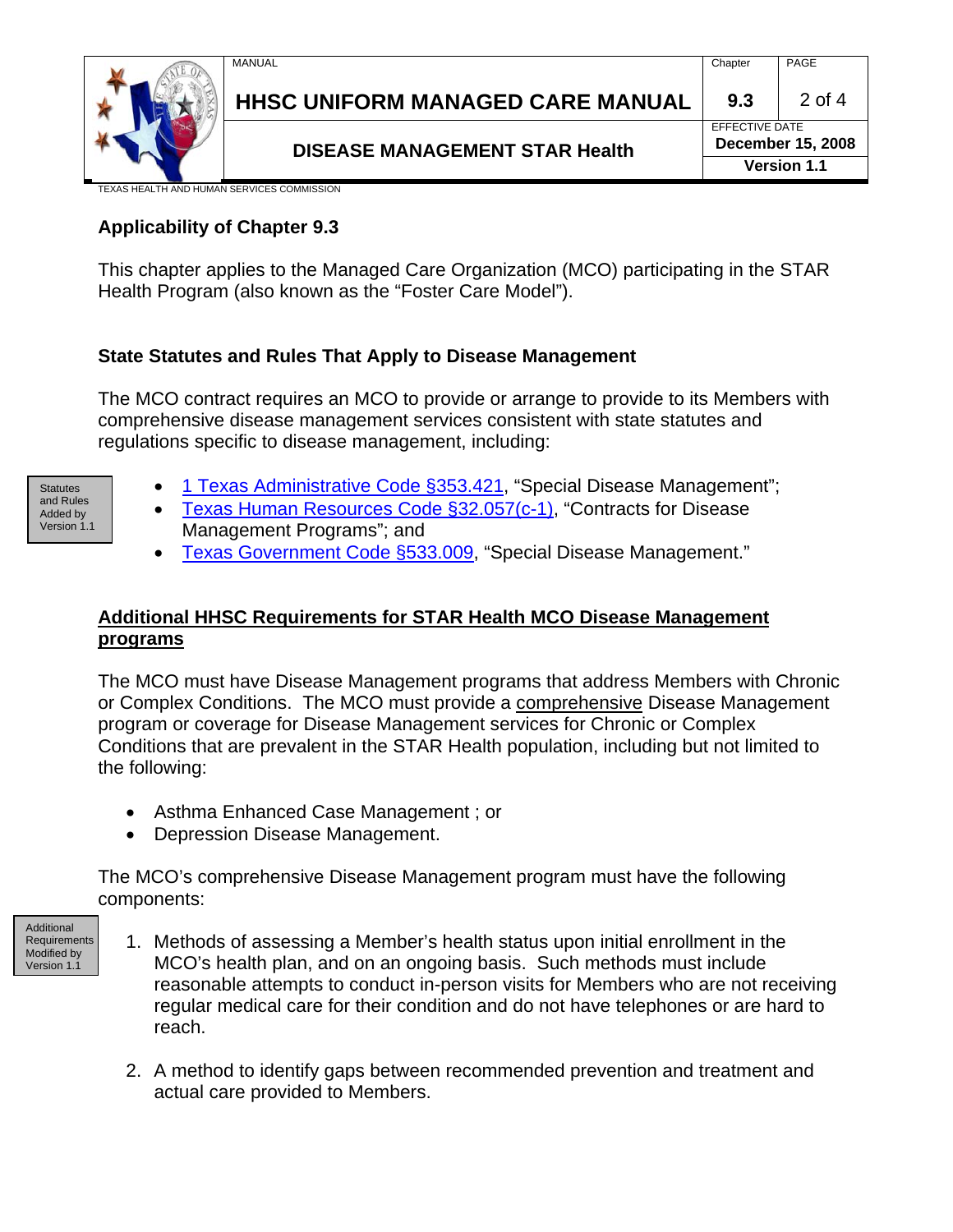## Applicability of Chapter 9.3

This chapter applies to the Managed Care Organization (MCO) participating in the STAR Health Program (also known as the "Foster Care Model").

## State Statutes and Rules That Apply to Disease Management

The MCO contract requires an MCO to provide or arrange to provide to its Members with comprehensive disease management services consistent with state statutes and regulations specific to disease management, including:

Statutes and Rules Added by Version 1.1

- 1 Texas Administrative Code §353.421, "Special Disease Management";
- Texas Human Resources Code §32.057(c-1), "Contracts for Disease Management Programs"; and
- Texas Government Code §533.009, "Special Disease Management."

## Additional HHSC Requirements for STAR Health MCO Disease Management programs

The MCO must have Disease Management programs that address Members with Chronic or Complex Conditions. The MCO must provide a comprehensive Disease Management program or coverage for Disease Management services for Chronic or Complex Conditions that are prevalent in the STAR Health population, including but not limited to the following:

- Asthma Enhanced Case Management ; or
- Depression Disease Management.

The MCO's comprehensive Disease Management program must have the following components:

Additional Requirements Modified by Version 1.1

1. Methods of assessing a Member's health status upon initial enrollment in the MCO's health plan, and on an ongoing basis. Such methods must include reasonable attempts to conduct in-person visits for Members who are not receiving regular medical care for their condition and do not have telephones or are hard to reach.

2. A method to identify gaps between recommended prevention and treatment and actual care provided to Members.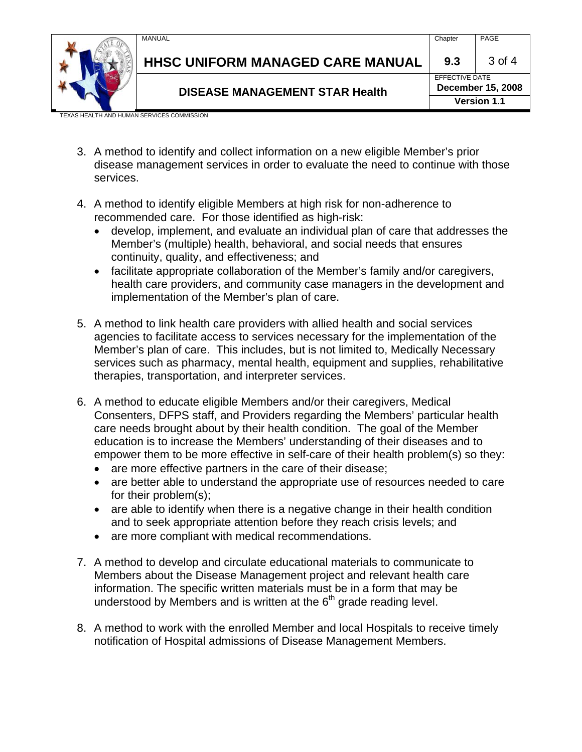3. A method to identify and collect information on a new eligible Member's prior disease management services in order to evaluate the need to continue with those services.

4. A method to identify eligible Members at high risk for non-adherence to recommended care. For those identified as high-risk:
   - develop, implement, and evaluate an individual plan of care that addresses the Member's (multiple) health, behavioral, and social needs that ensures continuity, quality, and effectiveness; and
   - facilitate appropriate collaboration of the Member's family and/or caregivers, health care providers, and community case managers in the development and implementation of the Member's plan of care.

5. A method to link health care providers with allied health and social services agencies to facilitate access to services necessary for the implementation of the Member's plan of care. This includes, but is not limited to, Medically Necessary services such as pharmacy, mental health, equipment and supplies, rehabilitative therapies, transportation, and interpreter services.

6. A method to educate eligible Members and/or their caregivers, Medical Consenters, DFPS staff, and Providers regarding the Members' particular health care needs brought about by their health condition. The goal of the Member education is to increase the Members' understanding of their diseases and to empower them to be more effective in self-care of their health problem(s) so they:
   - are more effective partners in the care of their disease;
   - are better able to understand the appropriate use of resources needed to care for their problem(s);
   - are able to identify when there is a negative change in their health condition and to seek appropriate attention before they reach crisis levels; and
   - are more compliant with medical recommendations.

7. A method to develop and circulate educational materials to communicate to Members about the Disease Management project and relevant health care information. The specific written materials must be in a form that may be understood by Members and is written at the 6th grade reading level.

8. A method to work with the enrolled Member and local Hospitals to receive timely notification of Hospital admissions of Disease Management Members.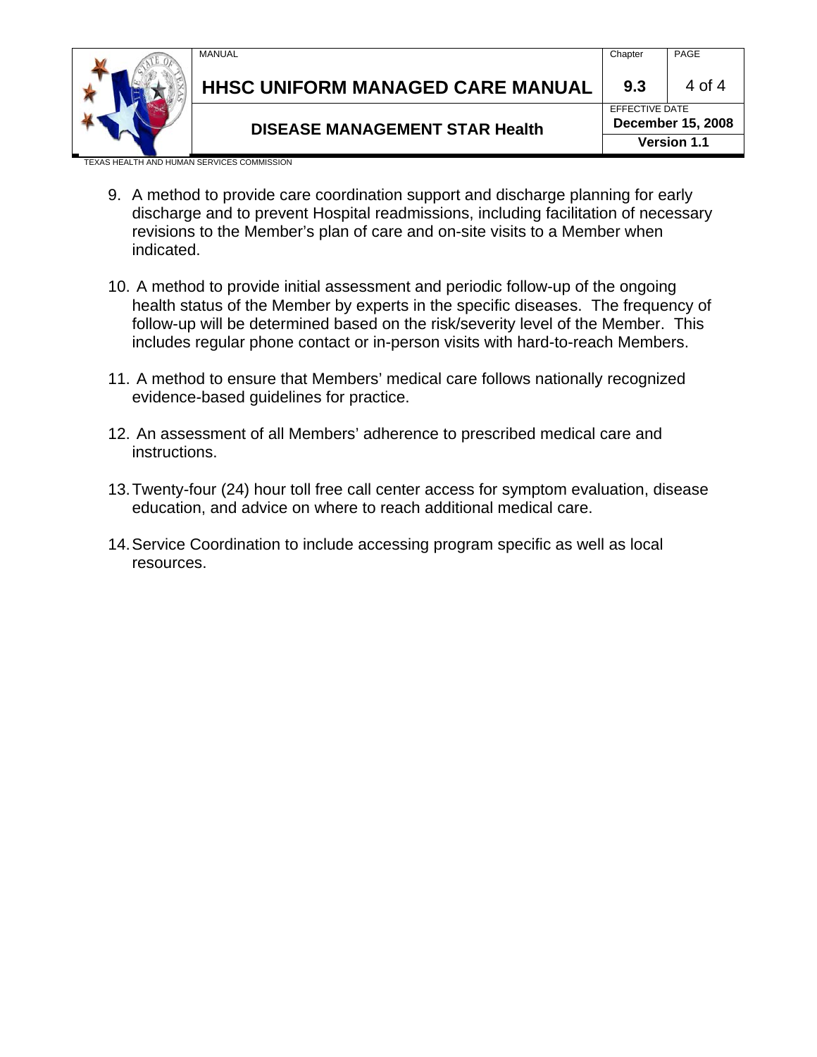9. A method to provide care coordination support and discharge planning for early discharge and to prevent Hospital readmissions, including facilitation of necessary revisions to the Member's plan of care and on-site visits to a Member when indicated.

10. A method to provide initial assessment and periodic follow-up of the ongoing health status of the Member by experts in the specific diseases. The frequency of follow-up will be determined based on the risk/severity level of the Member. This includes regular phone contact or in-person visits with hard-to-reach Members.

11. A method to ensure that Members' medical care follows nationally recognized evidence-based guidelines for practice.

12. An assessment of all Members' adherence to prescribed medical care and instructions.

13. Twenty-four (24) hour toll free call center access for symptom evaluation, disease education, and advice on where to reach additional medical care.

14. Service Coordination to include accessing program specific as well as local resources.